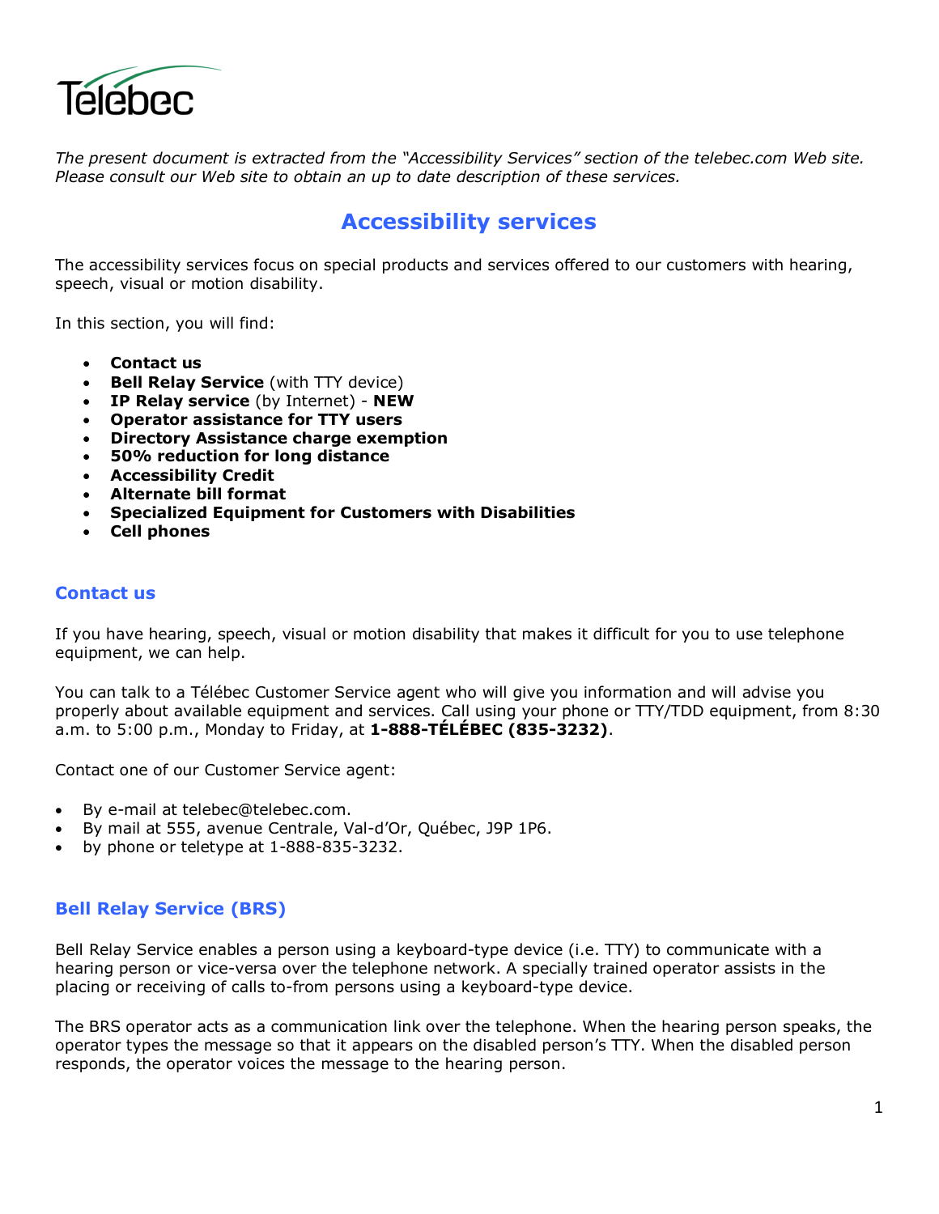Télébec

*The present document is extracted from the "Accessibility Services" section of the telebec.com Web site. Please consult our Web site to obtain an up to date description of these services.*

# Accessibility services

The accessibility services focus on special products and services offered to our customers with hearing, speech, visual or motion disability.

In this section, you will find:

- **Contact us**
- **Bell Relay Service** (with TTY device)
- **IP Relay service** (by Internet) - **NEW**
- **Operator assistance for TTY users**
- **Directory Assistance charge exemption**
- **50% reduction for long distance**
- **Accessibility Credit**
- **Alternate bill format**
- **Specialized Equipment for Customers with Disabilities**
- **Cell phones**

## Contact us

If you have hearing, speech, visual or motion disability that makes it difficult for you to use telephone equipment, we can help.

You can talk to a Télébec Customer Service agent who will give you information and will advise you properly about available equipment and services. Call using your phone or TTY/TDD equipment, from 8:30 a.m. to 5:00 p.m., Monday to Friday, at **1-888-TÉLÉBEC (835-3232)**.

Contact one of our Customer Service agent:

- By e-mail at telebec@telebec.com.
- By mail at 555, avenue Centrale, Val-d'Or, Québec, J9P 1P6.
- by phone or teletype at 1-888-835-3232.

## Bell Relay Service (BRS)

Bell Relay Service enables a person using a keyboard-type device (i.e. TTY) to communicate with a hearing person or vice-versa over the telephone network. A specially trained operator assists in the placing or receiving of calls to-from persons using a keyboard-type device.

The BRS operator acts as a communication link over the telephone. When the hearing person speaks, the operator types the message so that it appears on the disabled person's TTY. When the disabled person responds, the operator voices the message to the hearing person.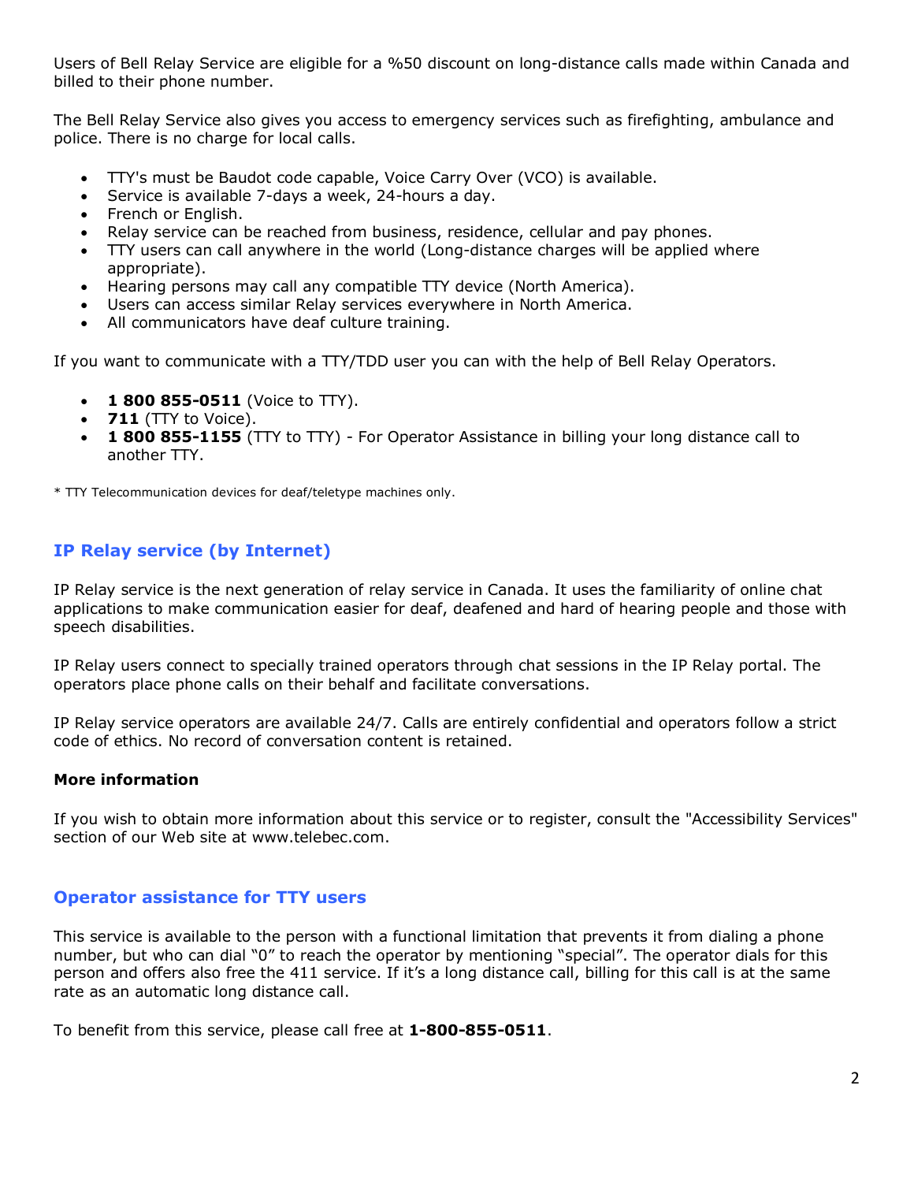Users of Bell Relay Service are eligible for a %50 discount on long-distance calls made within Canada and billed to their phone number.

The Bell Relay Service also gives you access to emergency services such as firefighting, ambulance and police. There is no charge for local calls.

- TTY's must be Baudot code capable, Voice Carry Over (VCO) is available.
- Service is available 7-days a week, 24-hours a day.
- French or English.
- Relay service can be reached from business, residence, cellular and pay phones.
- TTY users can call anywhere in the world (Long-distance charges will be applied where appropriate).
- Hearing persons may call any compatible TTY device (North America).
- Users can access similar Relay services everywhere in North America.
- All communicators have deaf culture training.

If you want to communicate with a TTY/TDD user you can with the help of Bell Relay Operators.

- **1 800 855-0511** (Voice to TTY).
- **711** (TTY to Voice).
- **1 800 855-1155** (TTY to TTY) - For Operator Assistance in billing your long distance call to another TTY.

* TTY Telecommunication devices for deaf/teletype machines only.

## IP Relay service (by Internet)

IP Relay service is the next generation of relay service in Canada. It uses the familiarity of online chat applications to make communication easier for deaf, deafened and hard of hearing people and those with speech disabilities.

IP Relay users connect to specially trained operators through chat sessions in the IP Relay portal. The operators place phone calls on their behalf and facilitate conversations.

IP Relay service operators are available 24/7. Calls are entirely confidential and operators follow a strict code of ethics. No record of conversation content is retained.

**More information**

If you wish to obtain more information about this service or to register, consult the "Accessibility Services" section of our Web site at www.telebec.com.

## Operator assistance for TTY users

This service is available to the person with a functional limitation that prevents it from dialing a phone number, but who can dial “0” to reach the operator by mentioning “special”. The operator dials for this person and offers also free the 411 service. If it’s a long distance call, billing for this call is at the same rate as an automatic long distance call.

To benefit from this service, please call free at **1-800-855-0511**.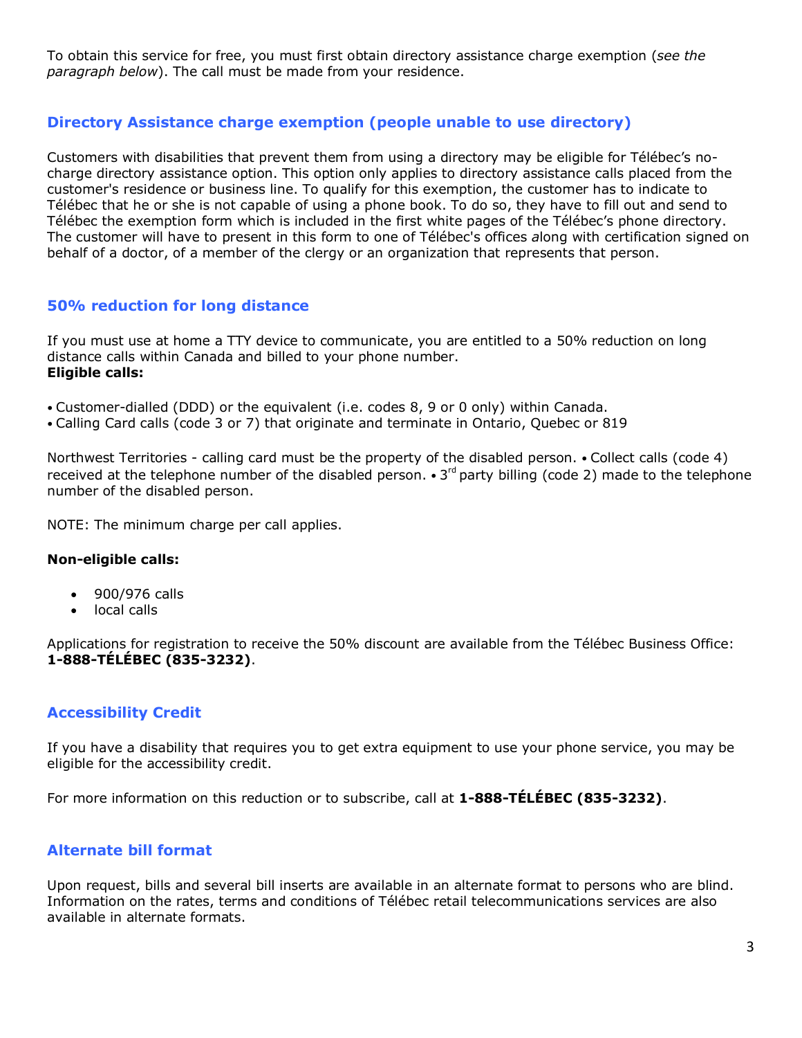To obtain this service for free, you must first obtain directory assistance charge exemption (*see the paragraph below*). The call must be made from your residence.

## Directory Assistance charge exemption (people unable to use directory)

Customers with disabilities that prevent them from using a directory may be eligible for Télébec's no-charge directory assistance option. This option only applies to directory assistance calls placed from the customer's residence or business line. To qualify for this exemption, the customer has to indicate to Télébec that he or she is not capable of using a phone book. To do so, they have to fill out and send to Télébec the exemption form which is included in the first white pages of the Télébec's phone directory. The customer will have to present in this form to one of Télébec's offices along with certification signed on behalf of a doctor, of a member of the clergy or an organization that represents that person.

## 50% reduction for long distance

If you must use at home a TTY device to communicate, you are entitled to a 50% reduction on long distance calls within Canada and billed to your phone number.
**Eligible calls:**

- Customer-dialled (DDD) or the equivalent (i.e. codes 8, 9 or 0 only) within Canada.
- Calling Card calls (code 3 or 7) that originate and terminate in Ontario, Quebec or 819

Northwest Territories - calling card must be the property of the disabled person. • Collect calls (code 4) received at the telephone number of the disabled person. • 3rd party billing (code 2) made to the telephone number of the disabled person.

NOTE: The minimum charge per call applies.

**Non-eligible calls:**

- 900/976 calls
- local calls

Applications for registration to receive the 50% discount are available from the Télébec Business Office: **1-888-TÉLÉBEC (835-3232)**.

## Accessibility Credit

If you have a disability that requires you to get extra equipment to use your phone service, you may be eligible for the accessibility credit.

For more information on this reduction or to subscribe, call at **1-888-TÉLÉBEC (835-3232)**.

## Alternate bill format

Upon request, bills and several bill inserts are available in an alternate format to persons who are blind. Information on the rates, terms and conditions of Télébec retail telecommunications services are also available in alternate formats.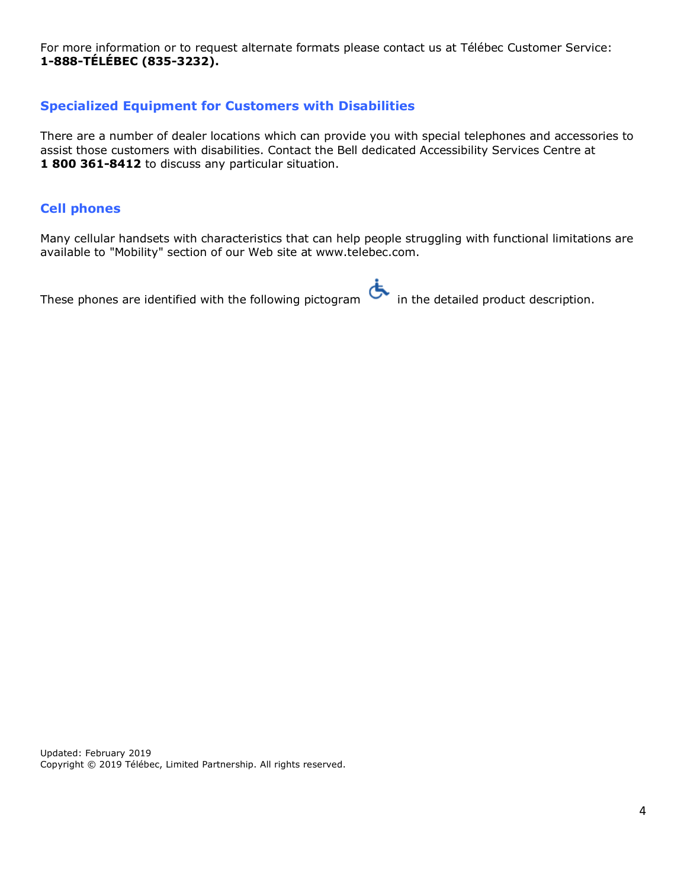For more information or to request alternate formats please contact us at Télébec Customer Service: **1-888-TÉLÉBEC (835-3232).**

## Specialized Equipment for Customers with Disabilities

There are a number of dealer locations which can provide you with special telephones and accessories to assist those customers with disabilities. Contact the Bell dedicated Accessibility Services Centre at **1 800 361-8412** to discuss any particular situation.

## Cell phones

Many cellular handsets with characteristics that can help people struggling with functional limitations are available to "Mobility" section of our Web site at www.telebec.com.

These phones are identified with the following pictogram ♿ in the detailed product description.

Updated: February 2019
Copyright © 2019 Télébec, Limited Partnership. All rights reserved.